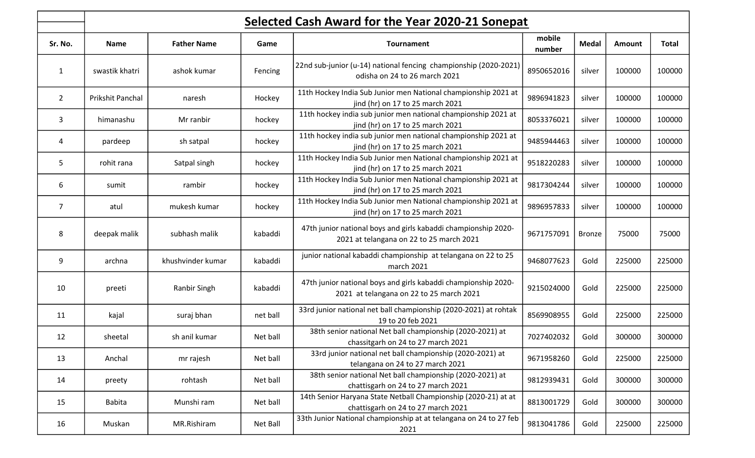## Selected Cash Award for the Year 2020-21 Sonepat

| Sr. No. | Name | Father Name | Game | Tournament | mobile number | Medal | Amount | Total |
|---|---|---|---|---|---|---|---|---|
| 1 | swastik khatri | ashok kumar | Fencing | 22nd sub-junior (u-14) national fencing championship (2020-2021) odisha on 24 to 26 march 2021 | 8950652016 | silver | 100000 | 100000 |
| 2 | Prikshit Panchal | naresh | Hockey | 11th Hockey India Sub Junior men National championship 2021 at jind (hr) on 17 to 25 march 2021 | 9896941823 | silver | 100000 | 100000 |
| 3 | himanashu | Mr ranbir | hockey | 11th hockey india sub junior men national championship 2021 at jind (hr) on 17 to 25 march 2021 | 8053376021 | silver | 100000 | 100000 |
| 4 | pardeep | sh satpal | hockey | 11th hockey india sub junior men national championship 2021 at jind (hr) on 17 to 25 march 2021 | 9485944463 | silver | 100000 | 100000 |
| 5 | rohit rana | Satpal singh | hockey | 11th Hockey India Sub Junior men National championship 2021 at jind (hr) on 17 to 25 march 2021 | 9518220283 | silver | 100000 | 100000 |
| 6 | sumit | rambir | hockey | 11th Hockey India Sub Junior men National championship 2021 at jind (hr) on 17 to 25 march 2021 | 9817304244 | silver | 100000 | 100000 |
| 7 | atul | mukesh kumar | hockey | 11th Hockey India Sub Junior men National championship 2021 at jind (hr) on 17 to 25 march 2021 | 9896957833 | silver | 100000 | 100000 |
| 8 | deepak malik | subhash malik | kabaddi | 47th junior national boys and girls kabaddi championship 2020-2021 at telangana on 22 to 25 march 2021 | 9671757091 | Bronze | 75000 | 75000 |
| 9 | archna | khushvinder kumar | kabaddi | junior national kabaddi championship at telangana on 22 to 25 march 2021 | 9468077623 | Gold | 225000 | 225000 |
| 10 | preeti | Ranbir Singh | kabaddi | 47th junior national boys and girls kabaddi championship 2020-2021 at telangana on 22 to 25 march 2021 | 9215024000 | Gold | 225000 | 225000 |
| 11 | kajal | suraj bhan | net ball | 33rd junior national net ball championship (2020-2021) at rohtak 19 to 20 feb 2021 | 8569908955 | Gold | 225000 | 225000 |
| 12 | sheetal | sh anil kumar | Net ball | 38th senior national Net ball championship (2020-2021) at chassitgarh on 24 to 27 march 2021 | 7027402032 | Gold | 300000 | 300000 |
| 13 | Anchal | mr rajesh | Net ball | 33rd junior national net ball championship (2020-2021) at telangana on 24 to 27 march 2021 | 9671958260 | Gold | 225000 | 225000 |
| 14 | preety | rohtash | Net ball | 38th senior national Net ball championship (2020-2021) at chattisgarh on 24 to 27 march 2021 | 9812939431 | Gold | 300000 | 300000 |
| 15 | Babita | Munshi ram | Net ball | 14th Senior Haryana State Netball Championship (2020-21) at at chattisgarh on 24 to 27 march 2021 | 8813001729 | Gold | 300000 | 300000 |
| 16 | Muskan | MR.Rishiram | Net Ball | 33th Junior National championship at at telangana on 24 to 27 feb 2021 | 9813041786 | Gold | 225000 | 225000 |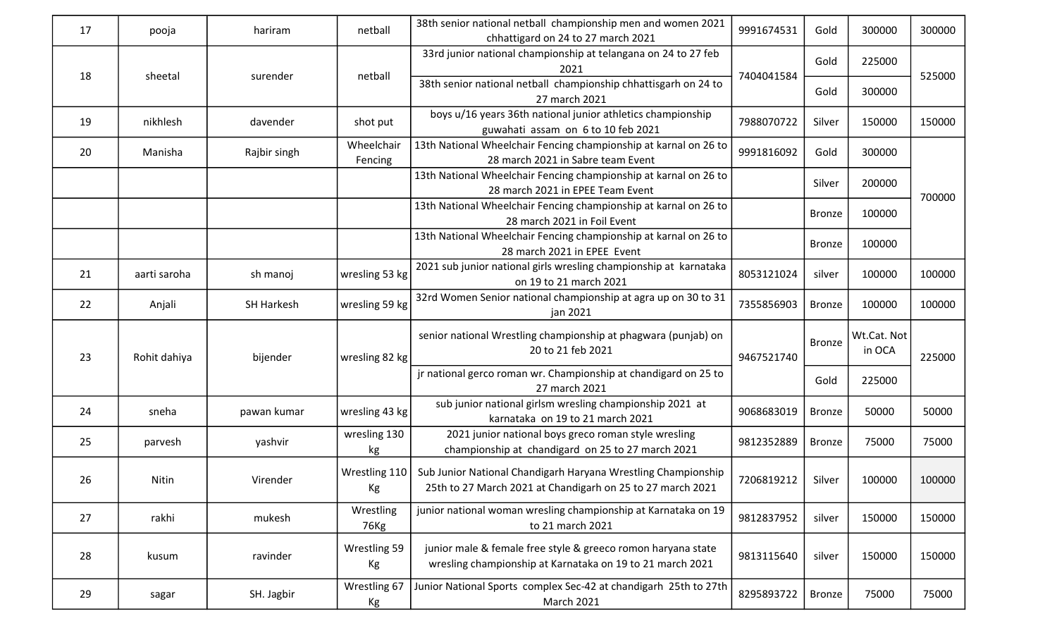| 17 | pooja | hariram | netball | 38th senior national netball championship men and women 2021 chhattigard on 24 to 27 march 2021 | 9991674531 | Gold | 300000 | 300000 |
|---|---|---|---|---|---|---|---|---|
| 18 | sheetal | surender | netball | 33rd junior national championship at telangana on 24 to 27 feb 2021 | 7404041584 | Gold | 225000 | 525000 |
| | | | | 38th senior national netball championship chhattisgarh on 24 to 27 march 2021 | | Gold | 300000 | |
| 19 | nikhlesh | davender | shot put | boys u/16 years 36th national junior athletics championship guwahati assam on 6 to 10 feb 2021 | 7988070722 | Silver | 150000 | 150000 |
| 20 | Manisha | Rajbir singh | Wheelchair Fencing | 13th National Wheelchair Fencing championship at karnal on 26 to 28 march 2021 in Sabre team Event | 9991816092 | Gold | 300000 | 700000 |
| | | | | 13th National Wheelchair Fencing championship at karnal on 26 to 28 march 2021 in EPEE Team Event | | Silver | 200000 | |
| | | | | 13th National Wheelchair Fencing championship at karnal on 26 to 28 march 2021 in Foil Event | | Bronze | 100000 | |
| | | | | 13th National Wheelchair Fencing championship at karnal on 26 to 28 march 2021 in EPEE Event | | Bronze | 100000 | |
| 21 | aarti saroha | sh manoj | wresling 53 kg | 2021 sub junior national girls wresling championship at karnataka on 19 to 21 march 2021 | 8053121024 | silver | 100000 | 100000 |
| 22 | Anjali | SH Harkesh | wresling 59 kg | 32rd Women Senior national championship at agra up on 30 to 31 jan 2021 | 7355856903 | Bronze | 100000 | 100000 |
| 23 | Rohit dahiya | bijender | wresling 82 kg | senior national Wrestling championship at phagwara (punjab) on 20 to 21 feb 2021 | 9467521740 | Bronze | Wt.Cat. Not in OCA | 225000 |
| | | | | jr national gerco roman wr. Championship at chandigard on 25 to 27 march 2021 | | Gold | 225000 | |
| 24 | sneha | pawan kumar | wresling 43 kg | sub junior national girlsm wresling championship 2021 at karnataka on 19 to 21 march 2021 | 9068683019 | Bronze | 50000 | 50000 |
| 25 | parvesh | yashvir | wresling 130 kg | 2021 junior national boys greco roman style wresling championship at chandigard on 25 to 27 march 2021 | 9812352889 | Bronze | 75000 | 75000 |
| 26 | Nitin | Virender | Wrestling 110 Kg | Sub Junior National Chandigarh Haryana Wrestling Championship 25th to 27 March 2021 at Chandigarh on 25 to 27 march 2021 | 7206819212 | Silver | 100000 | 100000 |
| 27 | rakhi | mukesh | Wrestling 76Kg | junior national woman wresling championship at Karnataka on 19 to 21 march 2021 | 9812837952 | silver | 150000 | 150000 |
| 28 | kusum | ravinder | Wrestling 59 Kg | junior male & female free style & greeco romon haryana state wresling championship at Karnataka on 19 to 21 march 2021 | 9813115640 | silver | 150000 | 150000 |
| 29 | sagar | SH. Jagbir | Wrestling 67 Kg | Junior National Sports complex Sec-42 at chandigarh 25th to 27th March 2021 | 8295893722 | Bronze | 75000 | 75000 |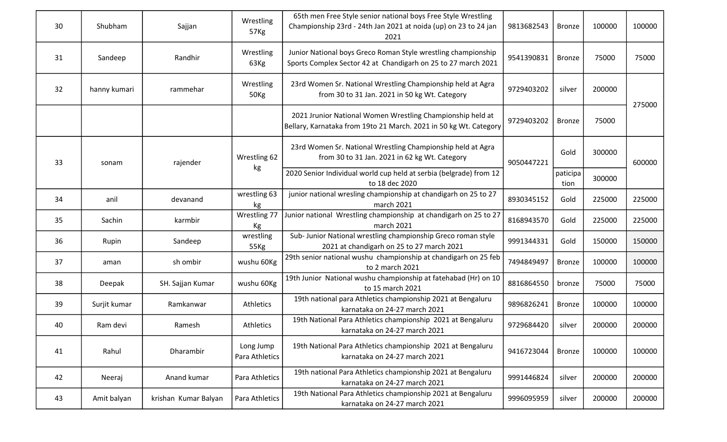| 30 | Shubham | Sajjan | Wrestling 57Kg | 65th men Free Style senior national boys Free Style Wrestling Championship 23rd - 24th Jan 2021 at noida (up) on 23 to 24 jan 2021 | 9813682543 | Bronze | 100000 | 100000 |
|---|---|---|---|---|---|---|---|---|
| 31 | Sandeep | Randhir | Wrestling 63Kg | Junior National boys Greco Roman Style wrestling championship Sports Complex Sector 42 at Chandigarh on 25 to 27 march 2021 | 9541390831 | Bronze | 75000 | 75000 |
| 32 | hanny kumari | rammehar | Wrestling 50Kg | 23rd Women Sr. National Wrestling Championship held at Agra from 30 to 31 Jan. 2021 in 50 kg Wt. Category | 9729403202 | silver | 200000 | 275000 |
| | | | | 2021 Jrunior National Women Wrestling Championship held at Bellary, Karnataka from 19to 21 March. 2021 in 50 kg Wt. Category | 9729403202 | Bronze | 75000 | |
| 33 | sonam | rajender | Wrestling 62 kg | 23rd Women Sr. National Wrestling Championship held at Agra from 30 to 31 Jan. 2021 in 62 kg Wt. Category | 9050447221 | Gold | 300000 | 600000 |
| | | | | 2020 Senior Individual world cup held at serbia (belgrade) from 12 to 18 dec 2020 | | paticipa tion | 300000 | |
| 34 | anil | devanand | wrestling 63 kg | junior national wresling championship at chandigarh on 25 to 27 march 2021 | 8930345152 | Gold | 225000 | 225000 |
| 35 | Sachin | karmbir | Wrestling 77 Kg | Junior national Wrestling championship at chandigarh on 25 to 27 march 2021 | 8168943570 | Gold | 225000 | 225000 |
| 36 | Rupin | Sandeep | wrestling 55Kg | Sub- Junior National wrestling championship Greco roman style 2021 at chandigarh on 25 to 27 march 2021 | 9991344331 | Gold | 150000 | 150000 |
| 37 | aman | sh ombir | wushu 60Kg | 29th senior national wushu championship at chandigarh on 25 feb to 2 march 2021 | 7494849497 | Bronze | 100000 | 100000 |
| 38 | Deepak | SH. Sajjan Kumar | wushu 60Kg | 19th Junior National wushu championship at fatehabad (Hr) on 10 to 15 march 2021 | 8816864550 | bronze | 75000 | 75000 |
| 39 | Surjit kumar | Ramkanwar | Athletics | 19th national para Athletics championship 2021 at Bengaluru karnataka on 24-27 march 2021 | 9896826241 | Bronze | 100000 | 100000 |
| 40 | Ram devi | Ramesh | Athletics | 19th National Para Athletics championship 2021 at Bengaluru karnataka on 24-27 march 2021 | 9729684420 | silver | 200000 | 200000 |
| 41 | Rahul | Dharambir | Long Jump Para Athletics | 19th National Para Athletics championship 2021 at Bengaluru karnataka on 24-27 march 2021 | 9416723044 | Bronze | 100000 | 100000 |
| 42 | Neeraj | Anand kumar | Para Athletics | 19th national Para Athletics championship 2021 at Bengaluru karnataka on 24-27 march 2021 | 9991446824 | silver | 200000 | 200000 |
| 43 | Amit balyan | krishan Kumar Balyan | Para Athletics | 19th National Para Athletics championship 2021 at Bengaluru karnataka on 24-27 march 2021 | 9996095959 | silver | 200000 | 200000 |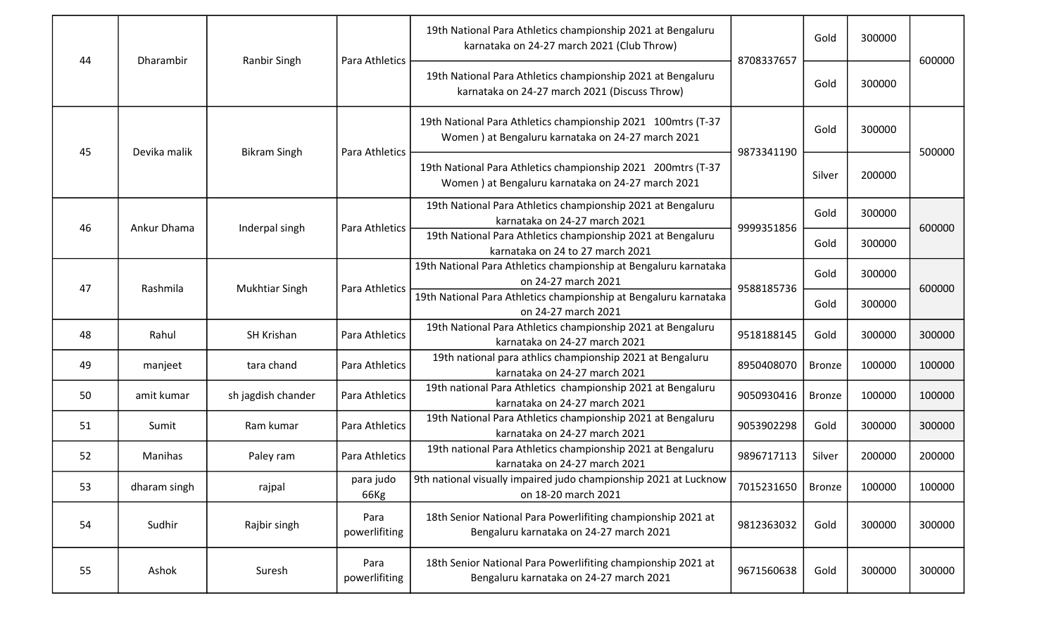| | | | | | | | | |
|---|---|---|---|---|---|---|---|---|
| 44 | Dharambir | Ranbir Singh | Para Athletics | 19th National Para Athletics championship 2021 at Bengaluru karnataka on 24-27 march 2021 (Club Throw) | 8708337657 | Gold | 300000 | 600000 |
| | | | | 19th National Para Athletics championship 2021 at Bengaluru karnataka on 24-27 march 2021 (Discuss Throw) | | Gold | 300000 | |
| 45 | Devika malik | Bikram Singh | Para Athletics | 19th National Para Athletics championship 2021 100mtrs (T-37 Women ) at Bengaluru karnataka on 24-27 march 2021 | 9873341190 | Gold | 300000 | 500000 |
| | | | | 19th National Para Athletics championship 2021 200mtrs (T-37 Women ) at Bengaluru karnataka on 24-27 march 2021 | | Silver | 200000 | |
| 46 | Ankur Dhama | Inderpal singh | Para Athletics | 19th National Para Athletics championship 2021 at Bengaluru karnataka on 24-27 march 2021 | 9999351856 | Gold | 300000 | 600000 |
| | | | | 19th National Para Athletics championship 2021 at Bengaluru karnataka on 24 to 27 march 2021 | | Gold | 300000 | |
| 47 | Rashmila | Mukhtiar Singh | Para Athletics | 19th National Para Athletics championship at Bengaluru karnataka on 24-27 march 2021 | 9588185736 | Gold | 300000 | 600000 |
| | | | | 19th National Para Athletics championship at Bengaluru karnataka on 24-27 march 2021 | | Gold | 300000 | |
| 48 | Rahul | SH Krishan | Para Athletics | 19th National Para Athletics championship 2021 at Bengaluru karnataka on 24-27 march 2021 | 9518188145 | Gold | 300000 | 300000 |
| 49 | manjeet | tara chand | Para Athletics | 19th national para athlics championship 2021 at Bengaluru karnataka on 24-27 march 2021 | 8950408070 | Bronze | 100000 | 100000 |
| 50 | amit kumar | sh jagdish chander | Para Athletics | 19th national Para Athletics championship 2021 at Bengaluru karnataka on 24-27 march 2021 | 9050930416 | Bronze | 100000 | 100000 |
| 51 | Sumit | Ram kumar | Para Athletics | 19th National Para Athletics championship 2021 at Bengaluru karnataka on 24-27 march 2021 | 9053902298 | Gold | 300000 | 300000 |
| 52 | Manihas | Paley ram | Para Athletics | 19th national Para Athletics championship 2021 at Bengaluru karnataka on 24-27 march 2021 | 9896717113 | Silver | 200000 | 200000 |
| 53 | dharam singh | rajpal | para judo 66Kg | 9th national visually impaired judo championship 2021 at Lucknow on 18-20 march 2021 | 7015231650 | Bronze | 100000 | 100000 |
| 54 | Sudhir | Rajbir singh | Para powerlifiting | 18th Senior National Para Powerlifiting championship 2021 at Bengaluru karnataka on 24-27 march 2021 | 9812363032 | Gold | 300000 | 300000 |
| 55 | Ashok | Suresh | Para powerlifiting | 18th Senior National Para Powerlifiting championship 2021 at Bengaluru karnataka on 24-27 march 2021 | 9671560638 | Gold | 300000 | 300000 |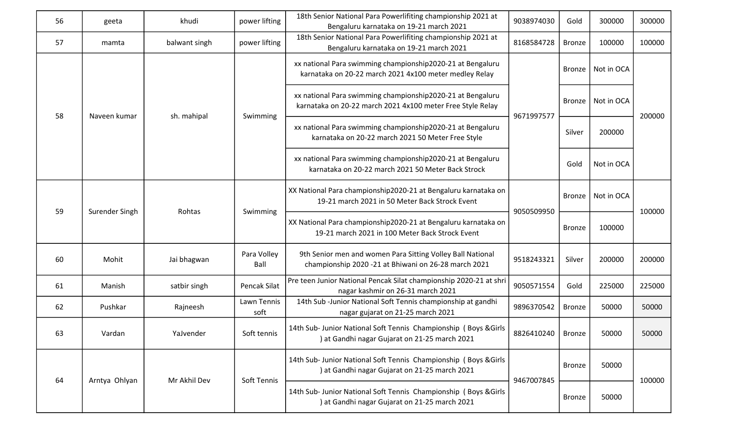| 56 | geeta | khudi | power lifting | 18th Senior National Para Powerlifiting championship 2021 at Bengaluru karnataka on 19-21 march 2021 | 9038974030 | Gold | 300000 | 300000 |
|---|---|---|---|---|---|---|---|---|
| 57 | mamta | balwant singh | power lifting | 18th Senior National Para Powerlifiting championship 2021 at Bengaluru karnataka on 19-21 march 2021 | 8168584728 | Bronze | 100000 | 100000 |
| 58 | Naveen kumar | sh. mahipal | Swimming | xx national Para swimming championship2020-21 at Bengaluru karnataka on 20-22 march 2021 4x100 meter medley Relay | 9671997577 | Bronze | Not in OCA | 200000 |
| | | | | xx national Para swimming championship2020-21 at Bengaluru karnataka on 20-22 march 2021 4x100 meter Free Style Relay | | Bronze | Not in OCA | |
| | | | | xx national Para swimming championship2020-21 at Bengaluru karnataka on 20-22 march 2021 50 Meter Free Style | | Silver | 200000 | |
| | | | | xx national Para swimming championship2020-21 at Bengaluru karnataka on 20-22 march 2021 50 Meter Back Strock | | Gold | Not in OCA | |
| 59 | Surender Singh | Rohtas | Swimming | XX National Para championship2020-21 at Bengaluru karnataka on 19-21 march 2021 in 50 Meter Back Strock Event | 9050509950 | Bronze | Not in OCA | 100000 |
| | | | | XX National Para championship2020-21 at Bengaluru karnataka on 19-21 march 2021 in 100 Meter Back Strock Event | | Bronze | 100000 | |
| 60 | Mohit | Jai bhagwan | Para Volley Ball | 9th Senior men and women Para Sitting Volley Ball National championship 2020 -21 at Bhiwani on 26-28 march 2021 | 9518243321 | Silver | 200000 | 200000 |
| 61 | Manish | satbir singh | Pencak Silat | Pre teen Junior National Pencak Silat championship 2020-21 at shri nagar kashmir on 26-31 march 2021 | 9050571554 | Gold | 225000 | 225000 |
| 62 | Pushkar | Rajneesh | Lawn Tennis soft | 14th Sub -Junior National Soft Tennis championship at gandhi nagar gujarat on 21-25 march 2021 | 9896370542 | Bronze | 50000 | 50000 |
| 63 | Vardan | YaJvender | Soft tennis | 14th Sub- Junior National Soft Tennis Championship ( Boys &Girls ) at Gandhi nagar Gujarat on 21-25 march 2021 | 8826410240 | Bronze | 50000 | 50000 |
| 64 | Arntya Ohlyan | Mr Akhil Dev | Soft Tennis | 14th Sub- Junior National Soft Tennis Championship ( Boys &Girls ) at Gandhi nagar Gujarat on 21-25 march 2021 | 9467007845 | Bronze | 50000 | 100000 |
| | | | | 14th Sub- Junior National Soft Tennis Championship ( Boys &Girls ) at Gandhi nagar Gujarat on 21-25 march 2021 | | Bronze | 50000 | |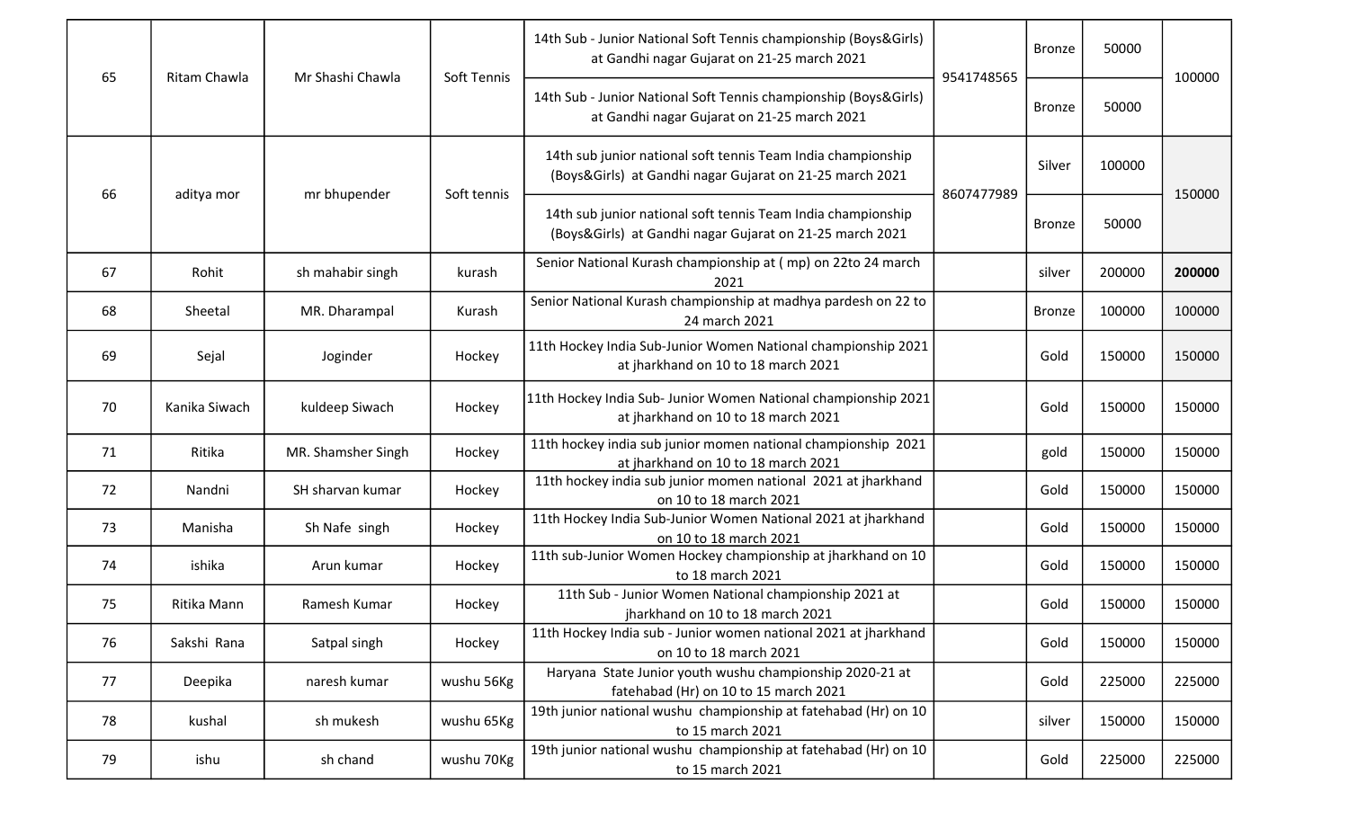| | | | | | | | | |
|---|---|---|---|---|---|---|---|---|
| 65 | Ritam Chawla | Mr Shashi Chawla | Soft Tennis | 14th Sub - Junior National Soft Tennis championship (Boys&Girls) at Gandhi nagar Gujarat on 21-25 march 2021 | 9541748565 | Bronze | 50000 | 100000 |
| | | | | 14th Sub - Junior National Soft Tennis championship (Boys&Girls) at Gandhi nagar Gujarat on 21-25 march 2021 | | Bronze | 50000 | |
| 66 | aditya mor | mr bhupender | Soft tennis | 14th sub junior national soft tennis Team India championship (Boys&Girls) at Gandhi nagar Gujarat on 21-25 march 2021 | 8607477989 | Silver | 100000 | 150000 |
| | | | | 14th sub junior national soft tennis Team India championship (Boys&Girls) at Gandhi nagar Gujarat on 21-25 march 2021 | | Bronze | 50000 | |
| 67 | Rohit | sh mahabir singh | kurash | Senior National Kurash championship at ( mp) on 22to 24 march 2021 | | silver | 200000 | **200000** |
| 68 | Sheetal | MR. Dharampal | Kurash | Senior National Kurash championship at madhya pardesh on 22 to 24 march 2021 | | Bronze | 100000 | 100000 |
| 69 | Sejal | Joginder | Hockey | 11th Hockey India Sub-Junior Women National championship 2021 at jharkhand on 10 to 18 march 2021 | | Gold | 150000 | 150000 |
| 70 | Kanika Siwach | kuldeep Siwach | Hockey | 11th Hockey India Sub- Junior Women National championship 2021 at jharkhand on 10 to 18 march 2021 | | Gold | 150000 | 150000 |
| 71 | Ritika | MR. Shamsher Singh | Hockey | 11th hockey india sub junior momen national championship 2021 at jharkhand on 10 to 18 march 2021 | | gold | 150000 | 150000 |
| 72 | Nandni | SH sharvan kumar | Hockey | 11th hockey india sub junior momen national 2021 at jharkhand on 10 to 18 march 2021 | | Gold | 150000 | 150000 |
| 73 | Manisha | Sh Nafe singh | Hockey | 11th Hockey India Sub-Junior Women National 2021 at jharkhand on 10 to 18 march 2021 | | Gold | 150000 | 150000 |
| 74 | ishika | Arun kumar | Hockey | 11th sub-Junior Women Hockey championship at jharkhand on 10 to 18 march 2021 | | Gold | 150000 | 150000 |
| 75 | Ritika Mann | Ramesh Kumar | Hockey | 11th Sub - Junior Women National championship 2021 at jharkhand on 10 to 18 march 2021 | | Gold | 150000 | 150000 |
| 76 | Sakshi Rana | Satpal singh | Hockey | 11th Hockey India sub - Junior women national 2021 at jharkhand on 10 to 18 march 2021 | | Gold | 150000 | 150000 |
| 77 | Deepika | naresh kumar | wushu 56Kg | Haryana State Junior youth wushu championship 2020-21 at fatehabad (Hr) on 10 to 15 march 2021 | | Gold | 225000 | 225000 |
| 78 | kushal | sh mukesh | wushu 65Kg | 19th junior national wushu championship at fatehabad (Hr) on 10 to 15 march 2021 | | silver | 150000 | 150000 |
| 79 | ishu | sh chand | wushu 70Kg | 19th junior national wushu championship at fatehabad (Hr) on 10 to 15 march 2021 | | Gold | 225000 | 225000 |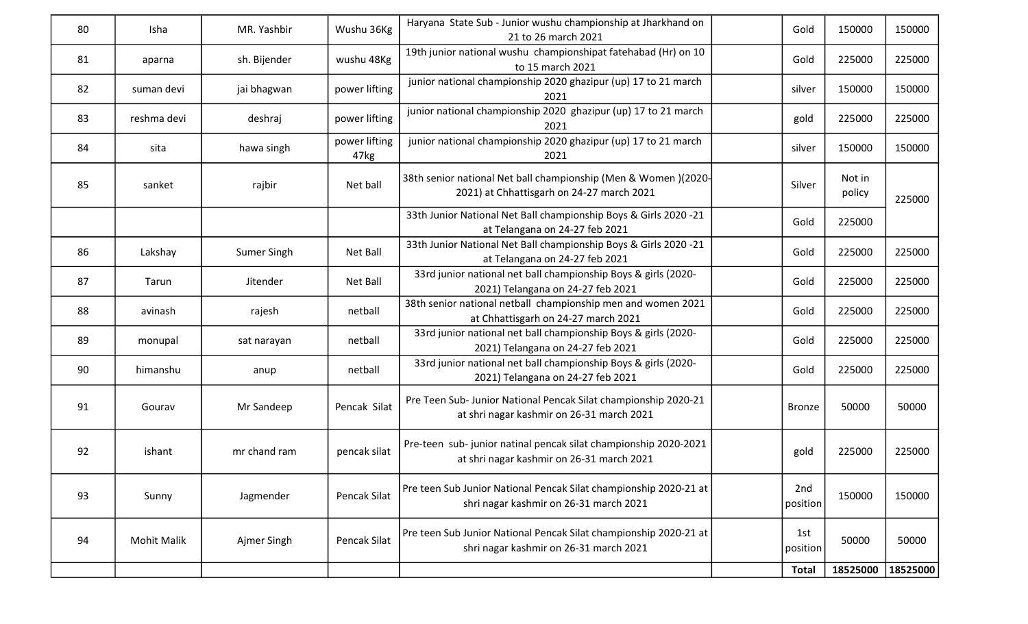| | | | | | | | | |
|---|---|---|---|---|---|---|---|---|
| 80 | Isha | MR. Yashbir | Wushu 36Kg | Haryana State Sub - Junior wushu championship at Jharkhand on 21 to 26 march 2021 | | Gold | 150000 | 150000 |
| 81 | aparna | sh. Bijender | wushu 48Kg | 19th junior national wushu championshipat fatehabad (Hr) on 10 to 15 march 2021 | | Gold | 225000 | 225000 |
| 82 | suman devi | jai bhagwan | power lifting | junior national championship 2020 ghazipur (up) 17 to 21 march 2021 | | silver | 150000 | 150000 |
| 83 | reshma devi | deshraj | power lifting | junior national championship 2020 ghazipur (up) 17 to 21 march 2021 | | gold | 225000 | 225000 |
| 84 | sita | hawa singh | power lifting 47kg | junior national championship 2020 ghazipur (up) 17 to 21 march 2021 | | silver | 150000 | 150000 |
| 85 | sanket | rajbir | Net ball | 38th senior national Net ball championship (Men & Women )(2020-2021) at Chhattisgarh on 24-27 march 2021 | | Silver | Not in policy | 225000 |
| | | | | 33th Junior National Net Ball championship Boys & Girls 2020 -21 at Telangana on 24-27 feb 2021 | | Gold | 225000 | |
| 86 | Lakshay | Sumer Singh | Net Ball | 33th Junior National Net Ball championship Boys & Girls 2020 -21 at Telangana on 24-27 feb 2021 | | Gold | 225000 | 225000 |
| 87 | Tarun | Jitender | Net Ball | 33rd junior national net ball championship Boys & girls (2020-2021) Telangana on 24-27 feb 2021 | | Gold | 225000 | 225000 |
| 88 | avinash | rajesh | netball | 38th senior national netball championship men and women 2021 at Chhattisgarh on 24-27 march 2021 | | Gold | 225000 | 225000 |
| 89 | monupal | sat narayan | netball | 33rd junior national net ball championship Boys & girls (2020-2021) Telangana on 24-27 feb 2021 | | Gold | 225000 | 225000 |
| 90 | himanshu | anup | netball | 33rd junior national net ball championship Boys & girls (2020-2021) Telangana on 24-27 feb 2021 | | Gold | 225000 | 225000 |
| 91 | Gourav | Mr Sandeep | Pencak Silat | Pre Teen Sub- Junior National Pencak Silat championship 2020-21 at shri nagar kashmir on 26-31 march 2021 | | Bronze | 50000 | 50000 |
| 92 | ishant | mr chand ram | pencak silat | Pre-teen sub- junior natinal pencak silat championship 2020-2021 at shri nagar kashmir on 26-31 march 2021 | | gold | 225000 | 225000 |
| 93 | Sunny | Jagmender | Pencak Silat | Pre teen Sub Junior National Pencak Silat championship 2020-21 at shri nagar kashmir on 26-31 march 2021 | | 2nd position | 150000 | 150000 |
| 94 | Mohit Malik | Ajmer Singh | Pencak Silat | Pre teen Sub Junior National Pencak Silat championship 2020-21 at shri nagar kashmir on 26-31 march 2021 | | 1st position | 50000 | 50000 |
| | | | | | | **Total** | **18525000** | **18525000** |